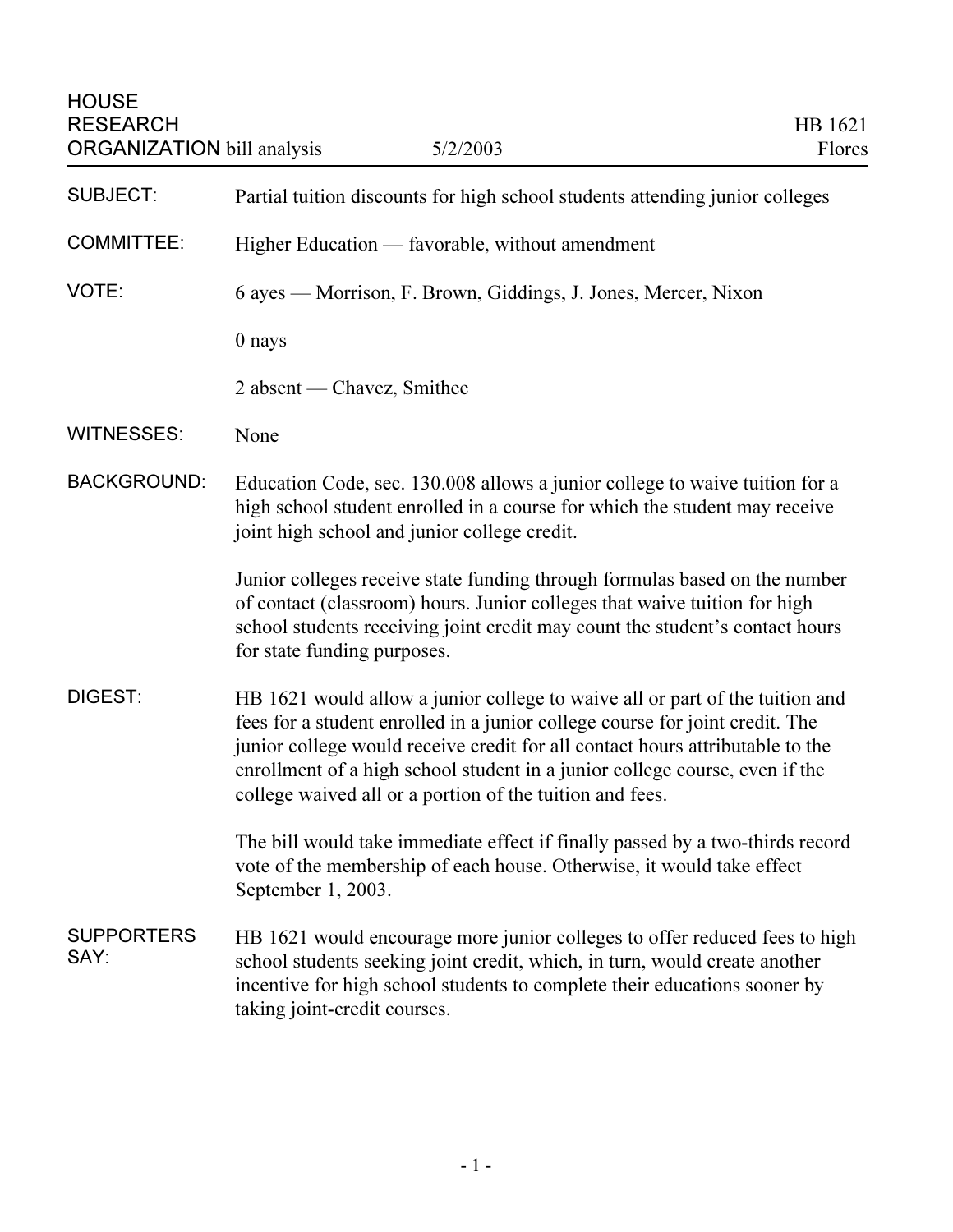HOUSE RESEARCH ORGANIZATION bill analysis | 5/2/2003 | HB 1621 Flores

**SUBJECT:** Partial tuition discounts for high school students attending junior colleges

**COMMITTEE:** Higher Education — favorable, without amendment

**VOTE:** 6 ayes — Morrison, F. Brown, Giddings, J. Jones, Mercer, Nixon

0 nays

2 absent — Chavez, Smithee

**WITNESSES:** None

**BACKGROUND:** Education Code, sec. 130.008 allows a junior college to waive tuition for a high school student enrolled in a course for which the student may receive joint high school and junior college credit.

Junior colleges receive state funding through formulas based on the number of contact (classroom) hours. Junior colleges that waive tuition for high school students receiving joint credit may count the student's contact hours for state funding purposes.

**DIGEST:** HB 1621 would allow a junior college to waive all or part of the tuition and fees for a student enrolled in a junior college course for joint credit. The junior college would receive credit for all contact hours attributable to the enrollment of a high school student in a junior college course, even if the college waived all or a portion of the tuition and fees.

The bill would take immediate effect if finally passed by a two-thirds record vote of the membership of each house. Otherwise, it would take effect September 1, 2003.

**SUPPORTERS SAY:** HB 1621 would encourage more junior colleges to offer reduced fees to high school students seeking joint credit, which, in turn, would create another incentive for high school students to complete their educations sooner by taking joint-credit courses.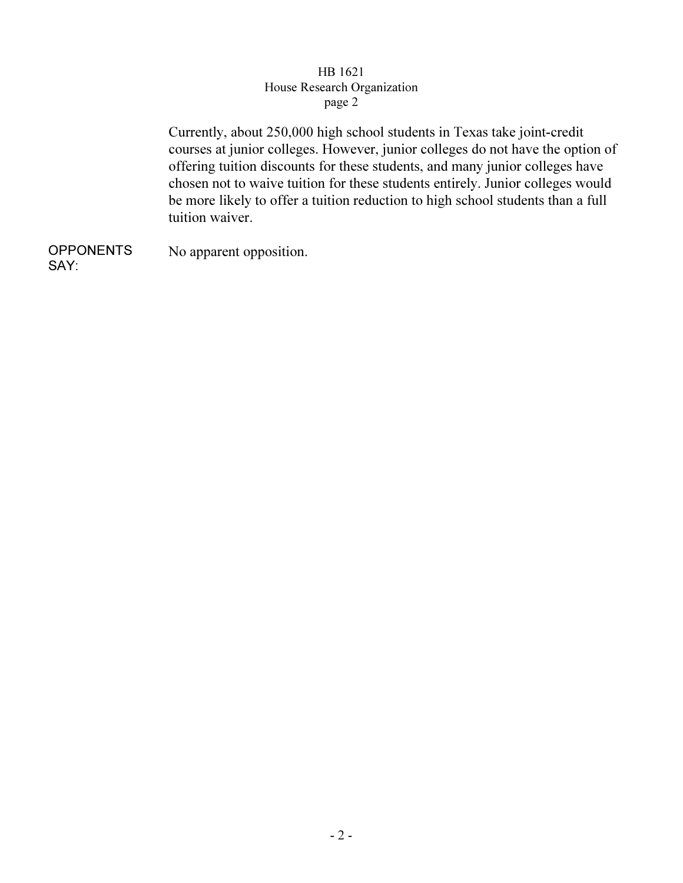Currently, about 250,000 high school students in Texas take joint-credit courses at junior colleges. However, junior colleges do not have the option of offering tuition discounts for these students, and many junior colleges have chosen not to waive tuition for these students entirely. Junior colleges would be more likely to offer a tuition reduction to high school students than a full tuition waiver.

**OPPONENTS SAY:** No apparent opposition.